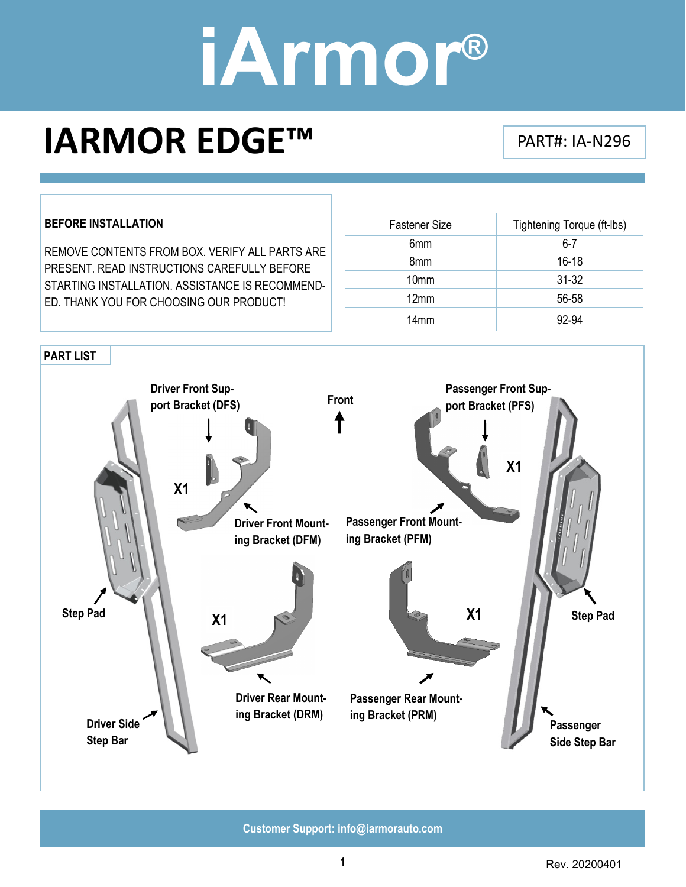# iArmor®

# IARMOR EDGE™

PART#: IA-N296

**BEFORE INSTALLATION**

REMOVE CONTENTS FROM BOX. VERIFY ALL PARTS ARE PRESENT. READ INSTRUCTIONS CAREFULLY BEFORE STARTING INSTALLATION. ASSISTANCE IS RECOMMENDED. THANK YOU FOR CHOOSING OUR PRODUCT!

| Fastener Size | Tightening Torque (ft-lbs) |
|---|---|
| 6mm | 6-7 |
| 8mm | 16-18 |
| 10mm | 31-32 |
| 12mm | 56-58 |
| 14mm | 92-94 |

**PART LIST**

Front

- Driver Front Support Bracket (DFS) — X1
- Driver Front Mounting Bracket (DFM)
- Passenger Front Support Bracket (PFS) — X1
- Passenger Front Mounting Bracket (PFM)
- Driver Rear Mounting Bracket (DRM) — X1
- Passenger Rear Mounting Bracket (PRM) — X1
- Step Pad
- Step Pad
- Driver Side Step Bar
- Passenger Side Step Bar

Customer Support: info@iarmorauto.com

Rev. 20200401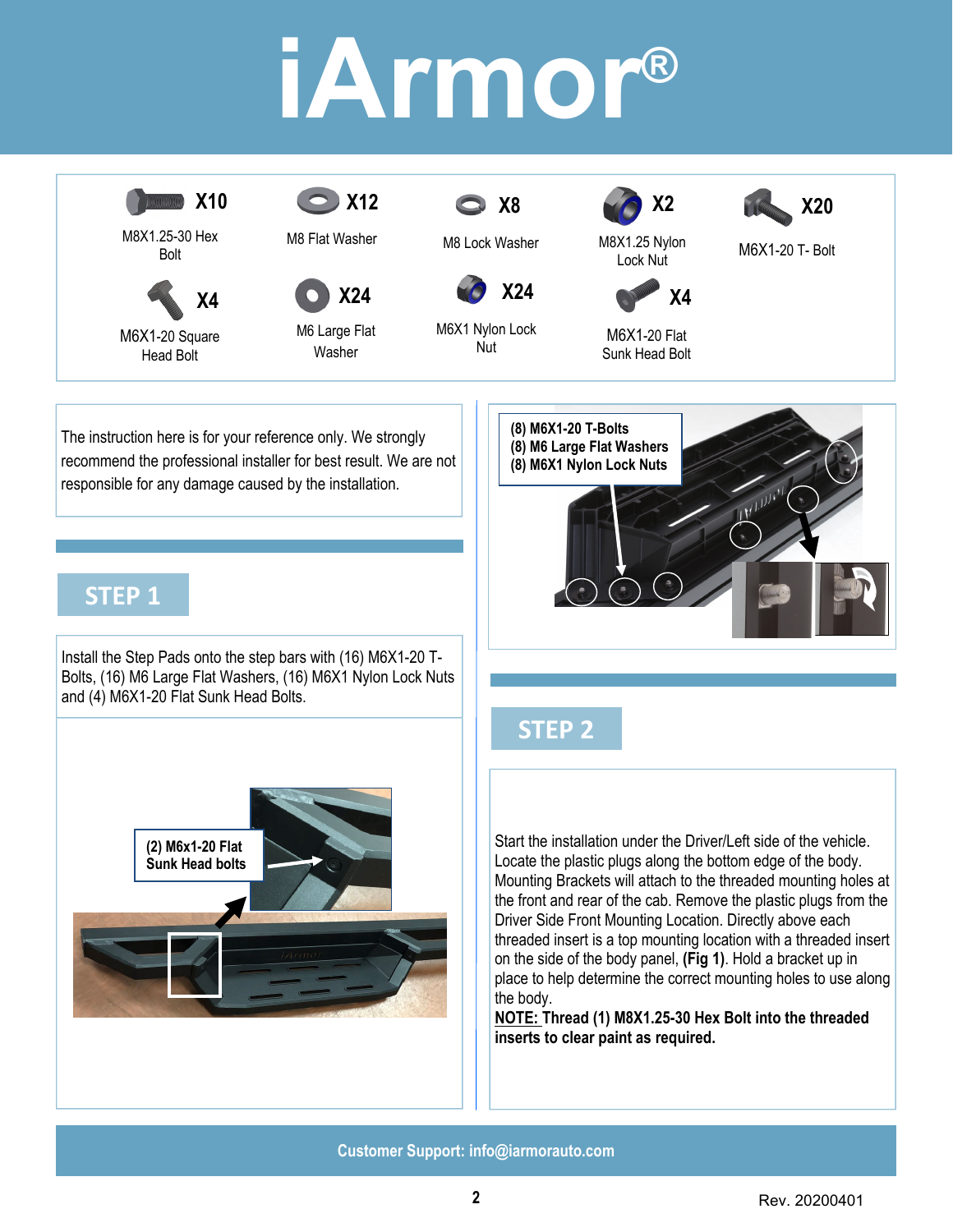# iArmor®

| Qty | Part |
|---|---|
| X10 | M8X1.25-30 Hex Bolt |
| X12 | M8 Flat Washer |
| X8 | M8 Lock Washer |
| X2 | M8X1.25 Nylon Lock Nut |
| X20 | M6X1-20 T- Bolt |
| X4 | M6X1-20 Square Head Bolt |
| X24 | M6 Large Flat Washer |
| X24 | M6X1 Nylon Lock Nut |
| X4 | M6X1-20 Flat Sunk Head Bolt |

The instruction here is for your reference only. We strongly recommend the professional installer for best result. We are not responsible for any damage caused by the installation.

## STEP 1

Install the Step Pads onto the step bars with (16) M6X1-20 T-Bolts, (16) M6 Large Flat Washers, (16) M6X1 Nylon Lock Nuts and (4) M6X1-20 Flat Sunk Head Bolts.

**(2) M6x1-20 Flat Sunk Head bolts**

**(8) M6X1-20 T-Bolts**
**(8) M6 Large Flat Washers**
**(8) M6X1 Nylon Lock Nuts**

## STEP 2

Start the installation under the Driver/Left side of the vehicle. Locate the plastic plugs along the bottom edge of the body. Mounting Brackets will attach to the threaded mounting holes at the front and rear of the cab. Remove the plastic plugs from the Driver Side Front Mounting Location. Directly above each threaded insert is a top mounting location with a threaded insert on the side of the body panel, **(Fig 1)**. Hold a bracket up in place to help determine the correct mounting holes to use along the body.

**NOTE: Thread (1) M8X1.25-30 Hex Bolt into the threaded inserts to clear paint as required.**

Customer Support: info@iarmorauto.com

Rev. 20200401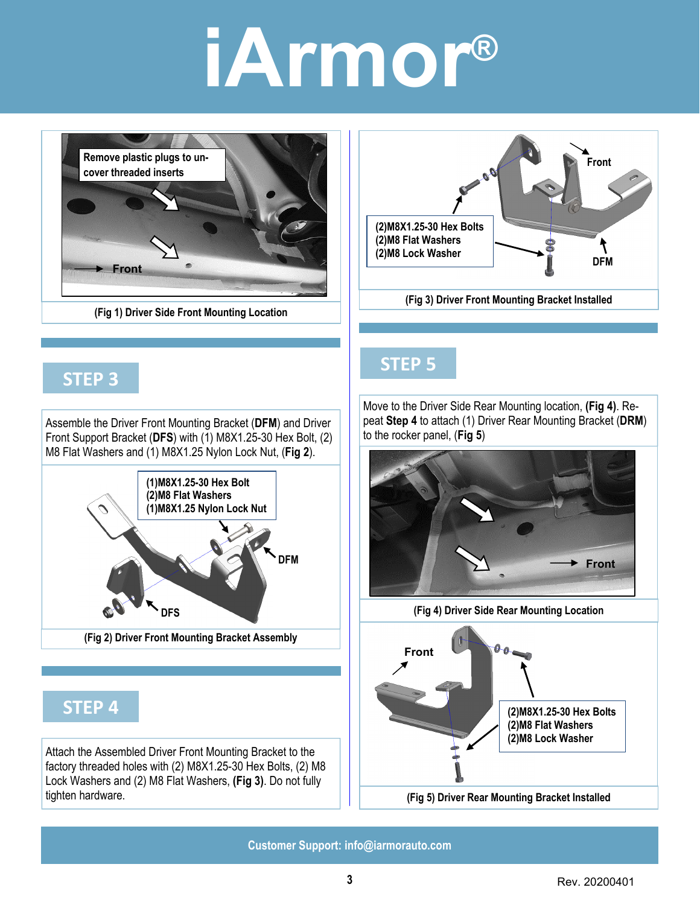# iArmor®

Remove plastic plugs to uncover threaded inserts

Front

(Fig 1) Driver Side Front Mounting Location

## STEP 3

Assemble the Driver Front Mounting Bracket (**DFM**) and Driver Front Support Bracket (**DFS**) with (1) M8X1.25-30 Hex Bolt, (2) M8 Flat Washers and (1) M8X1.25 Nylon Lock Nut, (**Fig 2**).

(1)M8X1.25-30 Hex Bolt
(2)M8 Flat Washers
(1)M8X1.25 Nylon Lock Nut

DFM

DFS

(Fig 2) Driver Front Mounting Bracket Assembly

## STEP 4

Attach the Assembled Driver Front Mounting Bracket to the factory threaded holes with (2) M8X1.25-30 Hex Bolts, (2) M8 Lock Washers and (2) M8 Flat Washers, **(Fig 3)**. Do not fully tighten hardware.

Front

(2)M8X1.25-30 Hex Bolts
(2)M8 Flat Washers
(2)M8 Lock Washer

DFM

(Fig 3) Driver Front Mounting Bracket Installed

## STEP 5

Move to the Driver Side Rear Mounting location, **(Fig 4)**. Repeat **Step 4** to attach (1) Driver Rear Mounting Bracket (**DRM**) to the rocker panel, (**Fig 5**)

Front

(Fig 4) Driver Side Rear Mounting Location

Front

(2)M8X1.25-30 Hex Bolts
(2)M8 Flat Washers
(2)M8 Lock Washer

(Fig 5) Driver Rear Mounting Bracket Installed

Customer Support: info@iarmorauto.com

Rev. 20200401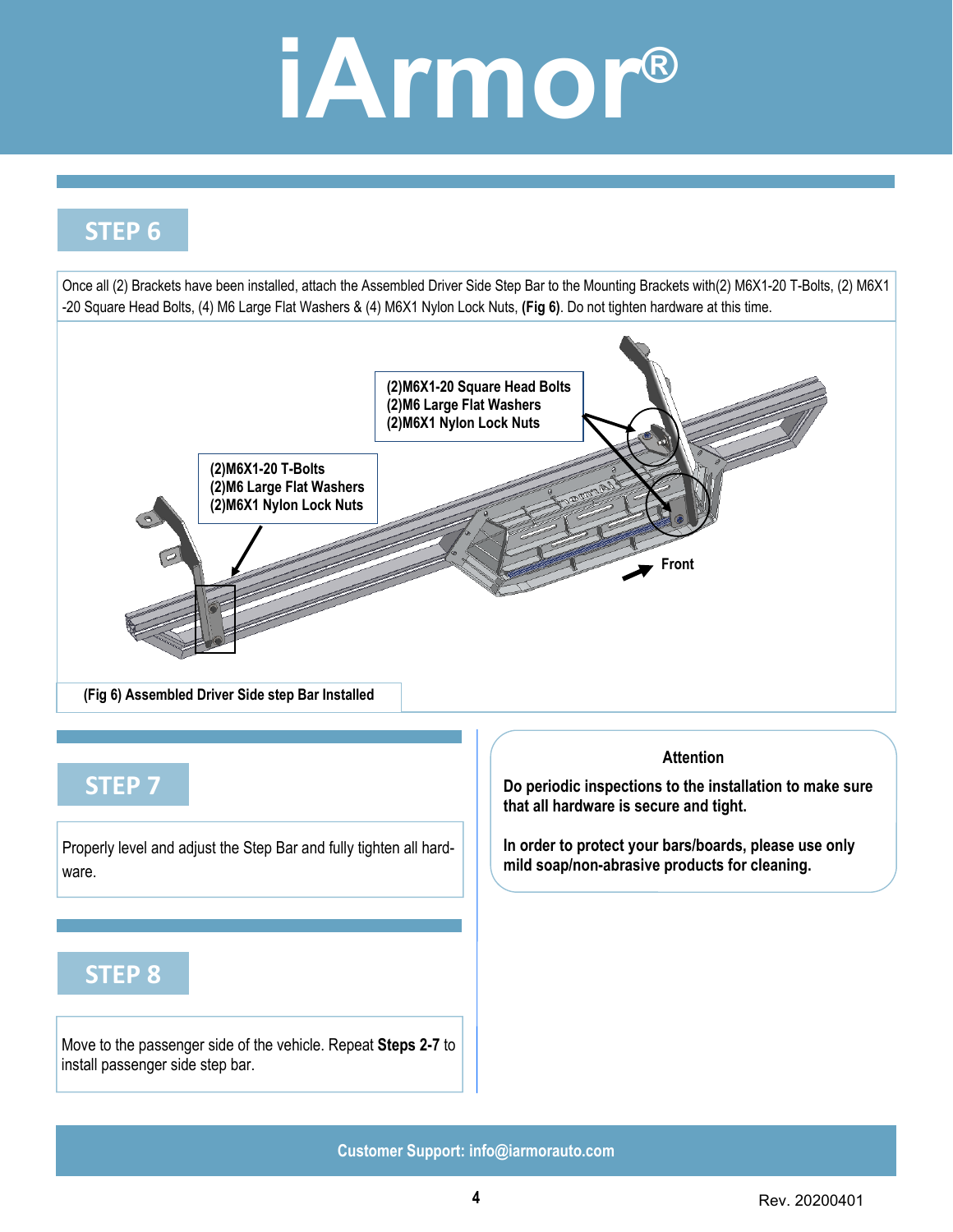# iArmor®

## STEP 6

Once all (2) Brackets have been installed, attach the Assembled Driver Side Step Bar to the Mounting Brackets with(2) M6X1-20 T-Bolts, (2) M6X1 -20 Square Head Bolts, (4) M6 Large Flat Washers & (4) M6X1 Nylon Lock Nuts, **(Fig 6)**. Do not tighten hardware at this time.

**(2)M6X1-20 Square Head Bolts**
**(2)M6 Large Flat Washers**
**(2)M6X1 Nylon Lock Nuts**

**(2)M6X1-20 T-Bolts**
**(2)M6 Large Flat Washers**
**(2)M6X1 Nylon Lock Nuts**

**Front**

**(Fig 6) Assembled Driver Side step Bar Installed**

## STEP 7

Properly level and adjust the Step Bar and fully tighten all hardware.

## STEP 8

Move to the passenger side of the vehicle. Repeat **Steps 2-7** to install passenger side step bar.

**Attention**

**Do periodic inspections to the installation to make sure that all hardware is secure and tight.**

**In order to protect your bars/boards, please use only mild soap/non-abrasive products for cleaning.**

**Customer Support: info@iarmorauto.com**

Rev. 20200401